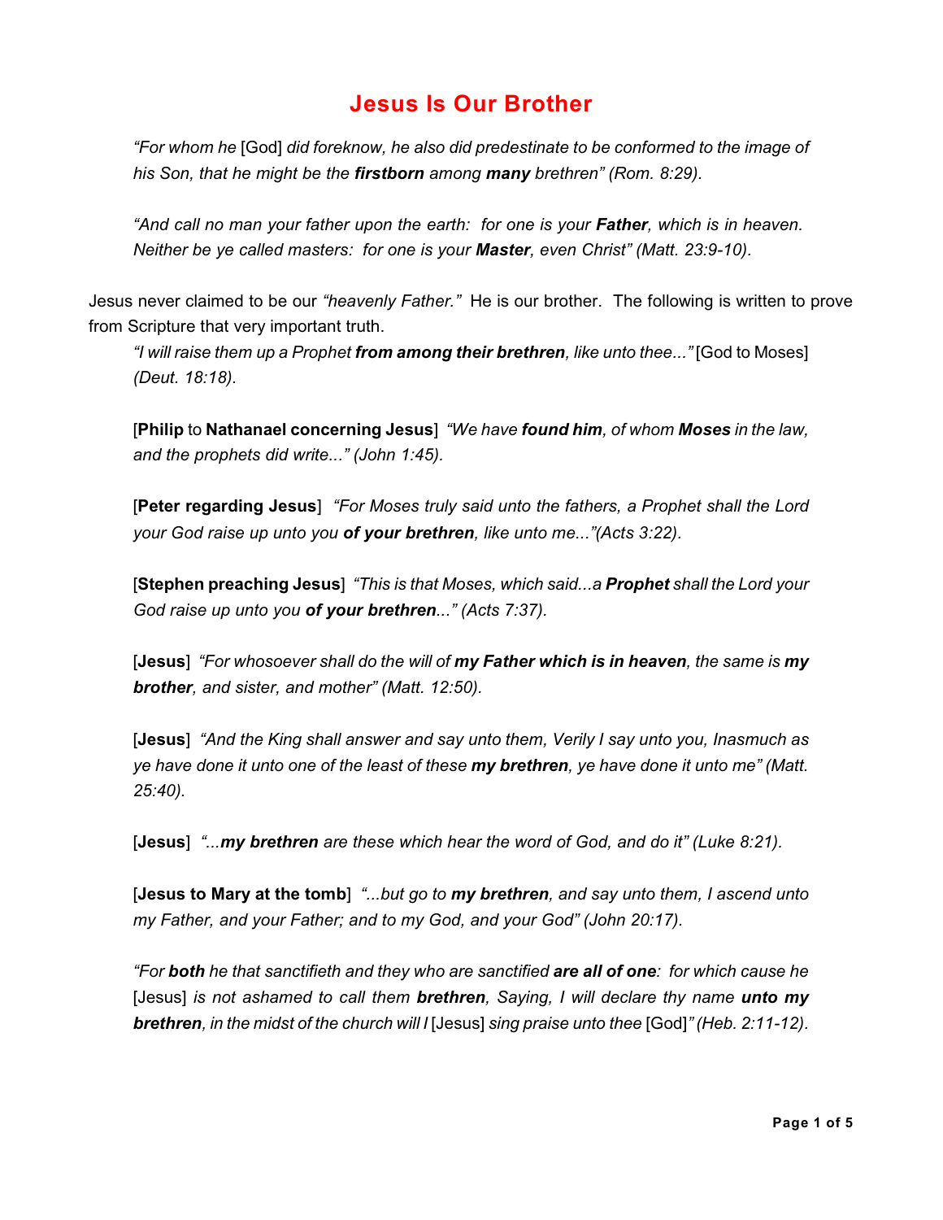# Jesus Is Our Brother

> *"For whom he* [God] *did foreknow, he also did predestinate to be conformed to the image of his Son, that he might be the* ***firstborn*** *among* ***many*** *brethren" (Rom. 8:29).*
>
> *"And call no man your father upon the earth: for one is your* ***Father****, which is in heaven. Neither be ye called masters: for one is your* ***Master****, even Christ" (Matt. 23:9-10).*

Jesus never claimed to be our *"heavenly Father."* He is our brother. The following is written to prove from Scripture that very important truth.

> *"I will raise them up a Prophet* ***from among their brethren****, like unto thee..."* [God to Moses] *(Deut. 18:18).*
>
> [**Philip** to **Nathanael concerning Jesus**] *"We have* ***found him****, of whom* ***Moses*** *in the law, and the prophets did write..." (John 1:45).*
>
> [**Peter regarding Jesus**] *"For Moses truly said unto the fathers, a Prophet shall the Lord your God raise up unto you* ***of your brethren****, like unto me..."(Acts 3:22).*
>
> [**Stephen preaching Jesus**] *"This is that Moses, which said...a* ***Prophet*** *shall the Lord your God raise up unto you* ***of your brethren****..." (Acts 7:37).*
>
> [**Jesus**] *"For whosoever shall do the will of* ***my Father which is in heaven****, the same is* ***my brother****, and sister, and mother" (Matt. 12:50).*
>
> [**Jesus**] *"And the King shall answer and say unto them, Verily I say unto you, Inasmuch as ye have done it unto one of the least of these* ***my brethren****, ye have done it unto me" (Matt. 25:40).*
>
> [**Jesus**] *"...****my brethren*** *are these which hear the word of God, and do it" (Luke 8:21).*
>
> [**Jesus to Mary at the tomb**] *"...but go to* ***my brethren****, and say unto them, I ascend unto my Father, and your Father; and to my God, and your God" (John 20:17).*
>
> *"For* ***both*** *he that sanctifieth and they who are sanctified* ***are all of one****: for which cause he* [Jesus] *is not ashamed to call them* ***brethren****, Saying, I will declare thy name* ***unto my brethren****, in the midst of the church will I* [Jesus] *sing praise unto thee* [God]*" (Heb. 2:11-12).*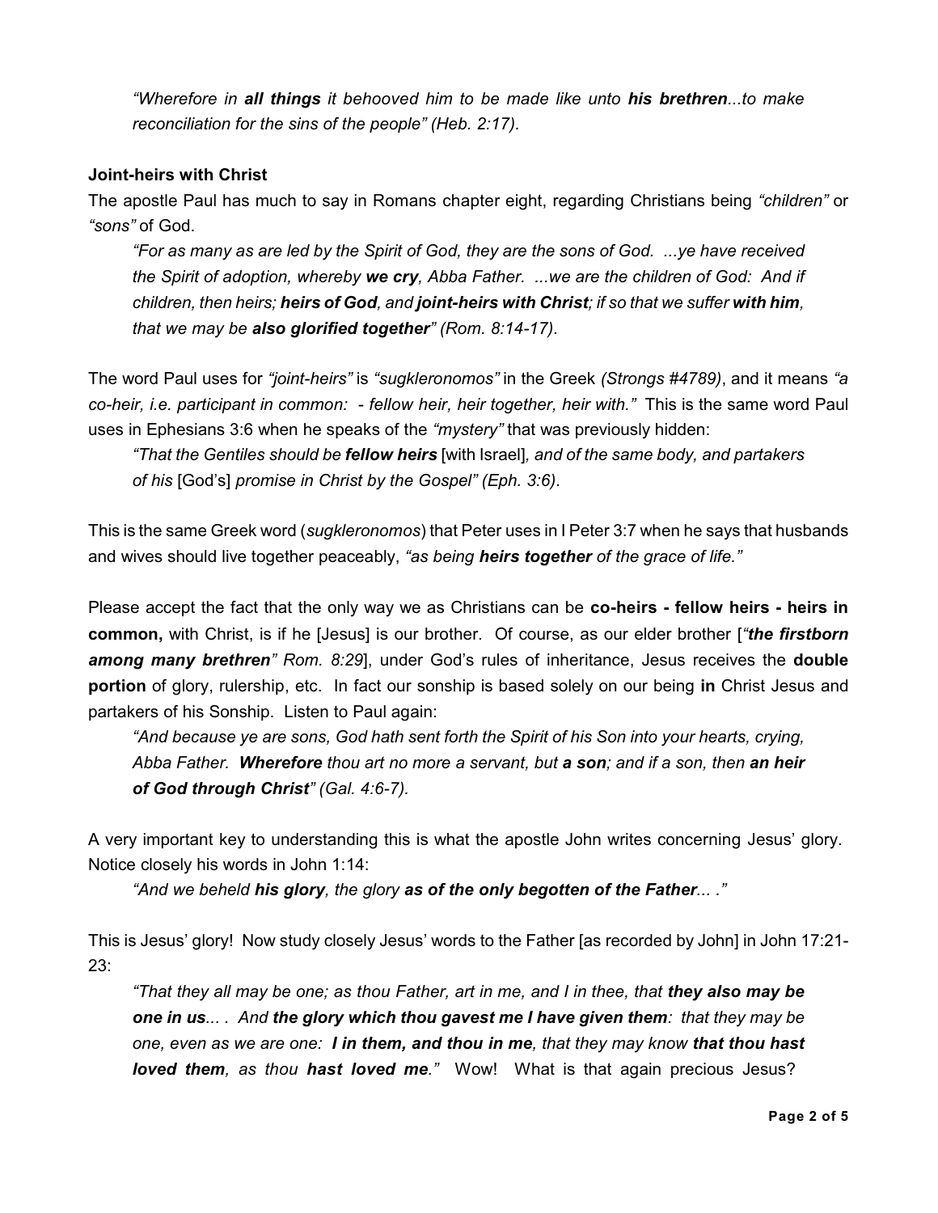*"Wherefore in **all things** it behooved him to be made like unto **his brethren**...to make reconciliation for the sins of the people" (Heb. 2:17).*

**Joint-heirs with Christ**

The apostle Paul has much to say in Romans chapter eight, regarding Christians being *"children"* or *"sons"* of God.

> *"For as many as are led by the Spirit of God, they are the sons of God. ...ye have received the Spirit of adoption, whereby **we cry**, Abba Father. ...we are the children of God: And if children, then heirs; **heirs of God**, and **joint-heirs with Christ**; if so that we suffer **with him**, that we may be **also glorified together**" (Rom. 8:14-17).*

The word Paul uses for *"joint-heirs"* is *"sugkleronomos"* in the Greek *(Strongs #4789)*, and it means *"a co-heir, i.e. participant in common: - fellow heir, heir together, heir with."* This is the same word Paul uses in Ephesians 3:6 when he speaks of the *"mystery"* that was previously hidden:

> *"That the Gentiles should be **fellow heirs*** [with Israel]*, and of the same body, and partakers of his* [God's] *promise in Christ by the Gospel" (Eph. 3:6).*

This is the same Greek word (*sugkleronomos*) that Peter uses in I Peter 3:7 when he says that husbands and wives should live together peaceably, *"as being **heirs together** of the grace of life."*

Please accept the fact that the only way we as Christians can be **co-heirs - fellow heirs - heirs in common,** with Christ, is if he [Jesus] is our brother. Of course, as our elder brother [*"**the firstborn among many brethren**" Rom. 8:29*], under God's rules of inheritance, Jesus receives the **double portion** of glory, rulership, etc. In fact our sonship is based solely on our being **in** Christ Jesus and partakers of his Sonship. Listen to Paul again:

> *"And because ye are sons, God hath sent forth the Spirit of his Son into your hearts, crying, Abba Father. **Wherefore** thou art no more a servant, but **a son**; and if a son, then **an heir of God through Christ**" (Gal. 4:6-7).*

A very important key to understanding this is what the apostle John writes concerning Jesus' glory. Notice closely his words in John 1:14:

> *"And we beheld **his glory**, the glory **as of the only begotten of the Father**... ."*

This is Jesus' glory! Now study closely Jesus' words to the Father [as recorded by John] in John 17:21-23:

> *"That they all may be one; as thou Father, art in me, and I in thee, that **they also may be one in us**... . And **the glory which thou gavest me I have given them**: that they may be one, even as we are one: **I in them, and thou in me**, that they may know **that thou hast loved them**, as thou **hast loved me**."* Wow! What is that again precious Jesus?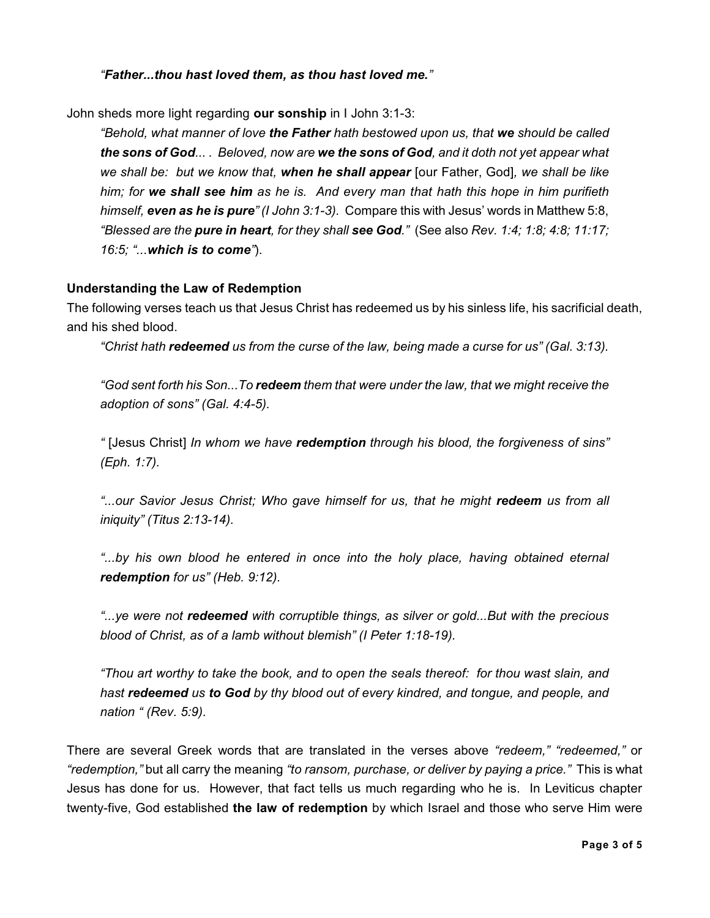*"**Father...thou hast loved them, as thou hast loved me.**"*

John sheds more light regarding **our sonship** in I John 3:1-3:

> *"Behold, what manner of love **the Father** hath bestowed upon us, that **we** should be called **the sons of God**... . Beloved, now are **we the sons of God**, and it doth not yet appear what we shall be: but we know that, **when he shall appear*** [our Father, God]*, we shall be like him; for **we shall see him** as he is. And every man that hath this hope in him purifieth himself, **even as he is pure**" (I John 3:1-3).* Compare this with Jesus' words in Matthew 5:8, *"Blessed are the **pure in heart**, for they shall **see God**."* (See also *Rev. 1:4; 1:8; 4:8; 11:17; 16:5; "...**which is to come**"*).

### Understanding the Law of Redemption

The following verses teach us that Jesus Christ has redeemed us by his sinless life, his sacrificial death, and his shed blood.

> *"Christ hath **redeemed** us from the curse of the law, being made a curse for us" (Gal. 3:13).*
>
> *"God sent forth his Son...To **redeem** them that were under the law, that we might receive the adoption of sons" (Gal. 4:4-5).*
>
> *"* [Jesus Christ] *In whom we have **redemption** through his blood, the forgiveness of sins" (Eph. 1:7).*
>
> *"...our Savior Jesus Christ; Who gave himself for us, that he might **redeem** us from all iniquity" (Titus 2:13-14).*
>
> *"...by his own blood he entered in once into the holy place, having obtained eternal **redemption** for us" (Heb. 9:12).*
>
> *"...ye were not **redeemed** with corruptible things, as silver or gold...But with the precious blood of Christ, as of a lamb without blemish" (I Peter 1:18-19).*
>
> *"Thou art worthy to take the book, and to open the seals thereof: for thou wast slain, and hast **redeemed** us **to God** by thy blood out of every kindred, and tongue, and people, and nation " (Rev. 5:9).*

There are several Greek words that are translated in the verses above *"redeem," "redeemed,"* or *"redemption,"* but all carry the meaning *"to ransom, purchase, or deliver by paying a price."* This is what Jesus has done for us. However, that fact tells us much regarding who he is. In Leviticus chapter twenty-five, God established **the law of redemption** by which Israel and those who serve Him were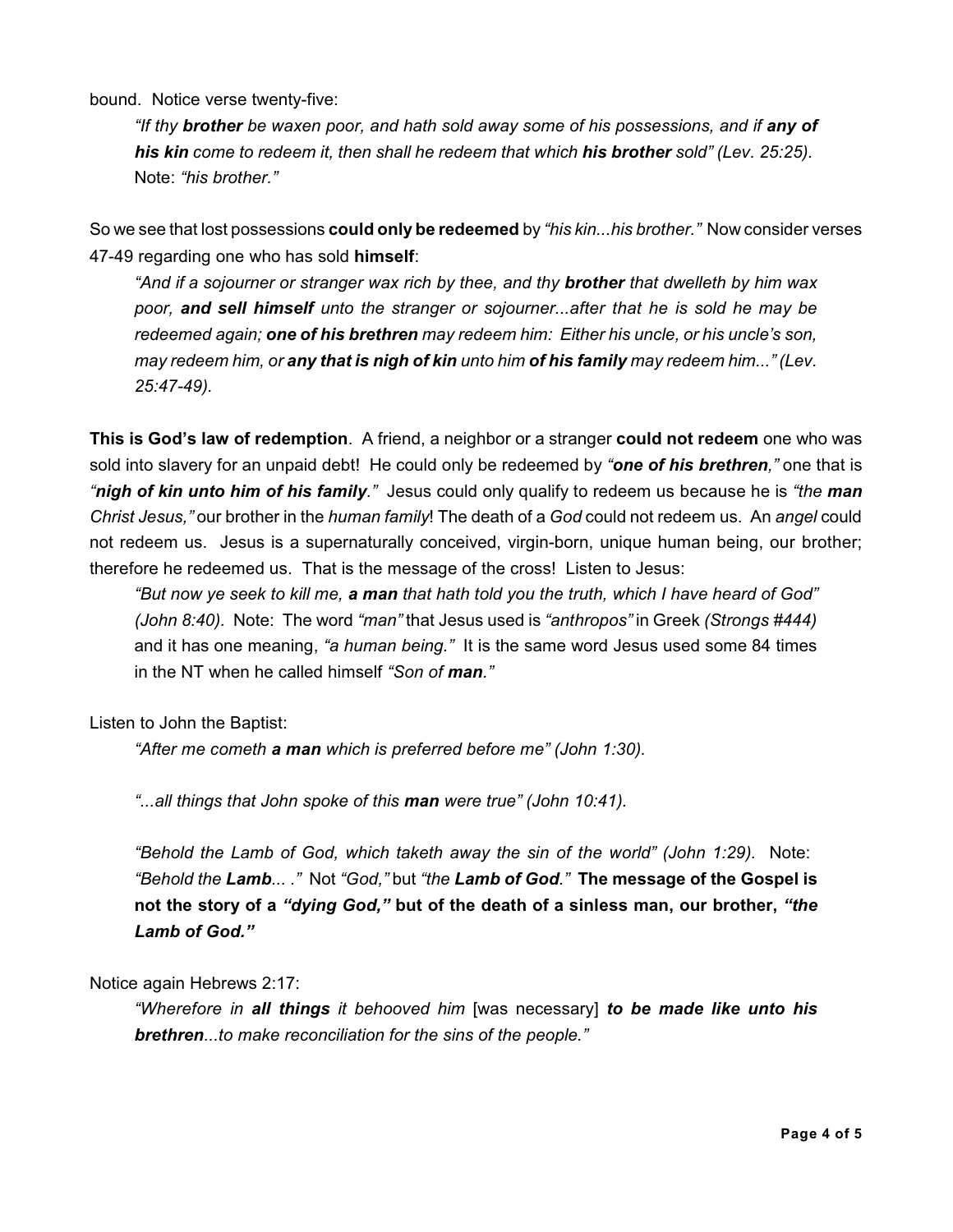bound. Notice verse twenty-five:

> *"If thy **brother** be waxen poor, and hath sold away some of his possessions, and if **any of his kin** come to redeem it, then shall he redeem that which **his brother** sold" (Lev. 25:25).*
> Note: *"his brother."*

So we see that lost possessions **could only be redeemed** by *"his kin...his brother."* Now consider verses 47-49 regarding one who has sold **himself**:

> *"And if a sojourner or stranger wax rich by thee, and thy **brother** that dwelleth by him wax poor, **and sell himself** unto the stranger or sojourner...after that he is sold he may be redeemed again; **one of his brethren** may redeem him: Either his uncle, or his uncle's son, may redeem him, or **any that is nigh of kin** unto him **of his family** may redeem him..." (Lev. 25:47-49).*

**This is God's law of redemption**. A friend, a neighbor or a stranger **could not redeem** one who was sold into slavery for an unpaid debt! He could only be redeemed by ***"one of his brethren,"*** one that is ***"nigh of kin unto him of his family."*** Jesus could only qualify to redeem us because he is *"the **man** Christ Jesus,"* our brother in the *human family*! The death of a *God* could not redeem us. An *angel* could not redeem us. Jesus is a supernaturally conceived, virgin-born, unique human being, our brother; therefore he redeemed us. That is the message of the cross! Listen to Jesus:

> *"But now ye seek to kill me, **a man** that hath told you the truth, which I have heard of God" (John 8:40).* Note: The word *"man"* that Jesus used is *"anthropos"* in Greek *(Strongs #444)* and it has one meaning, *"a human being."* It is the same word Jesus used some 84 times in the NT when he called himself *"Son of **man**."*

Listen to John the Baptist:

> *"After me cometh **a man** which is preferred before me" (John 1:30).*
>
> *"...all things that John spoke of this **man** were true" (John 10:41).*
>
> *"Behold the Lamb of God, which taketh away the sin of the world" (John 1:29)*. Note: *"Behold the **Lamb**... ."* Not *"God,"* but *"the **Lamb of God**."* **The message of the Gospel is not the story of a *"dying God,"* but of the death of a sinless man, our brother, *"the Lamb of God."***

Notice again Hebrews 2:17:

> *"Wherefore in **all things** it behooved him* [was necessary] ***to be made like unto his brethren**...to make reconciliation for the sins of the people."*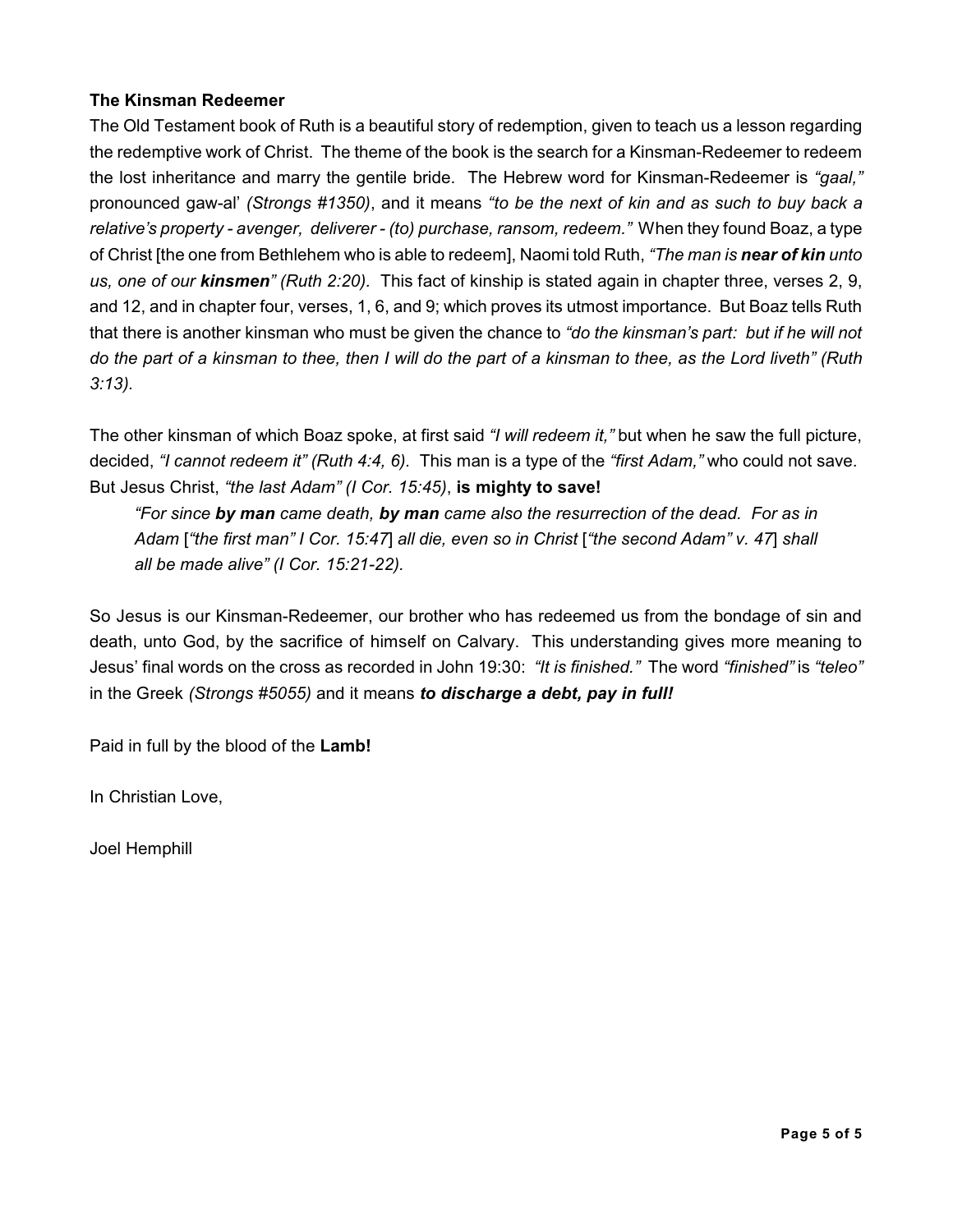**The Kinsman Redeemer**

The Old Testament book of Ruth is a beautiful story of redemption, given to teach us a lesson regarding the redemptive work of Christ. The theme of the book is the search for a Kinsman-Redeemer to redeem the lost inheritance and marry the gentile bride. The Hebrew word for Kinsman-Redeemer is *"gaal,"* pronounced gaw-al' *(Strongs #1350)*, and it means *"to be the next of kin and as such to buy back a relative's property - avenger, deliverer - (to) purchase, ransom, redeem."* When they found Boaz, a type of Christ [the one from Bethlehem who is able to redeem], Naomi told Ruth, *"The man is **near of kin** unto us, one of our **kinsmen**" (Ruth 2:20).* This fact of kinship is stated again in chapter three, verses 2, 9, and 12, and in chapter four, verses, 1, 6, and 9; which proves its utmost importance. But Boaz tells Ruth that there is another kinsman who must be given the chance to *"do the kinsman's part: but if he will not do the part of a kinsman to thee, then I will do the part of a kinsman to thee, as the Lord liveth" (Ruth 3:13).*

The other kinsman of which Boaz spoke, at first said *"I will redeem it,"* but when he saw the full picture, decided, *"I cannot redeem it" (Ruth 4:4, 6).* This man is a type of the *"first Adam,"* who could not save. But Jesus Christ, *"the last Adam" (I Cor. 15:45)*, **is mighty to save!**

> *"For since **by man** came death, **by man** came also the resurrection of the dead. For as in Adam* [*"the first man" I Cor. 15:47*] *all die, even so in Christ* [*"the second Adam" v. 47*] *shall all be made alive" (I Cor. 15:21-22).*

So Jesus is our Kinsman-Redeemer, our brother who has redeemed us from the bondage of sin and death, unto God, by the sacrifice of himself on Calvary. This understanding gives more meaning to Jesus' final words on the cross as recorded in John 19:30: *"It is finished."* The word *"finished"* is *"teleo"* in the Greek *(Strongs #5055)* and it means ***to discharge a debt, pay in full!***

Paid in full by the blood of the **Lamb!**

In Christian Love,

Joel Hemphill